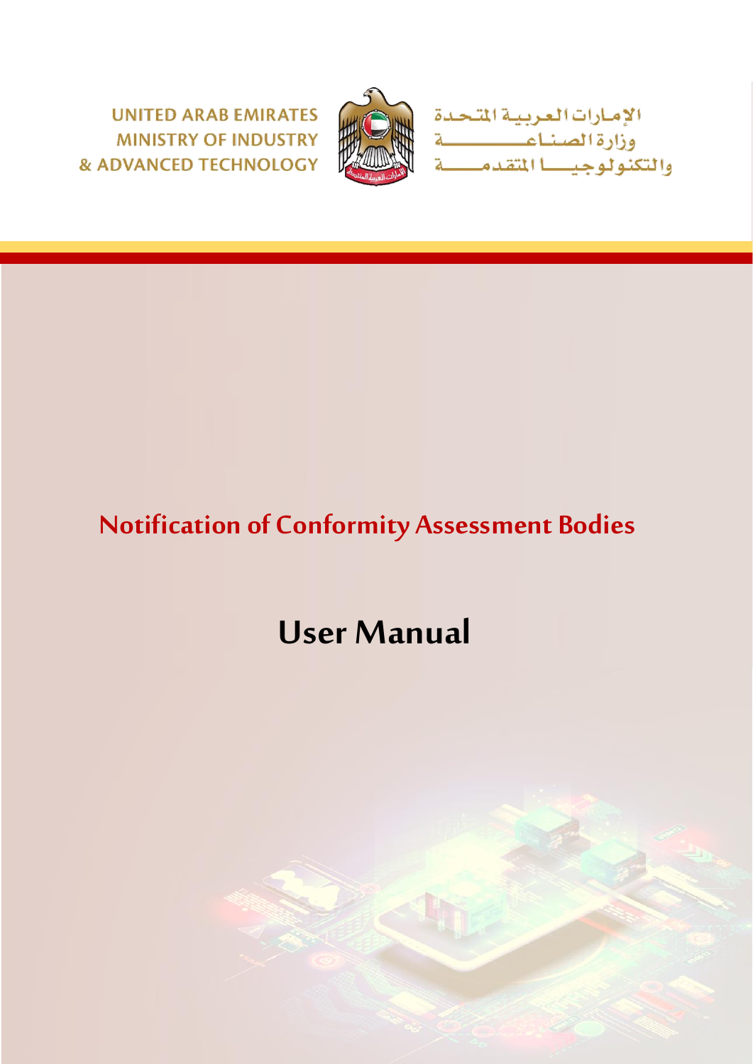UNITED ARAB EMIRATES
MINISTRY OF INDUSTRY
& ADVANCED TECHNOLOGY

الإمارات العربية المتحدة
وزارة الصناعة
والتكنولوجيا المتقدمة

# Notification of Conformity Assessment Bodies

# User Manual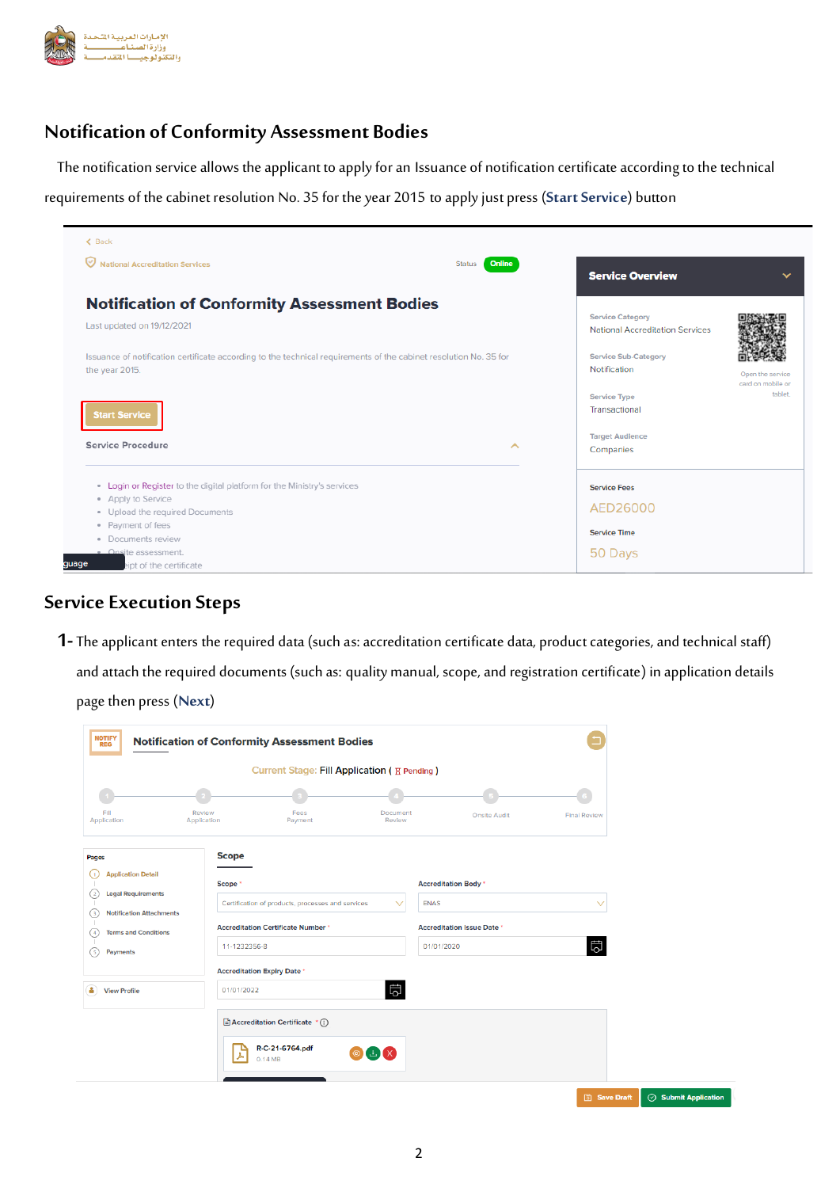## Notification of Conformity Assessment Bodies

The notification service allows the applicant to apply for an Issuance of notification certificate according to the technical requirements of the cabinet resolution No. 35 for the year 2015 to apply just press (**Start Service**) button

## Service Execution Steps

**1-** The applicant enters the required data (such as: accreditation certificate data, product categories, and technical staff) and attach the required documents (such as: quality manual, scope, and registration certificate) in application details page then press (**Next**)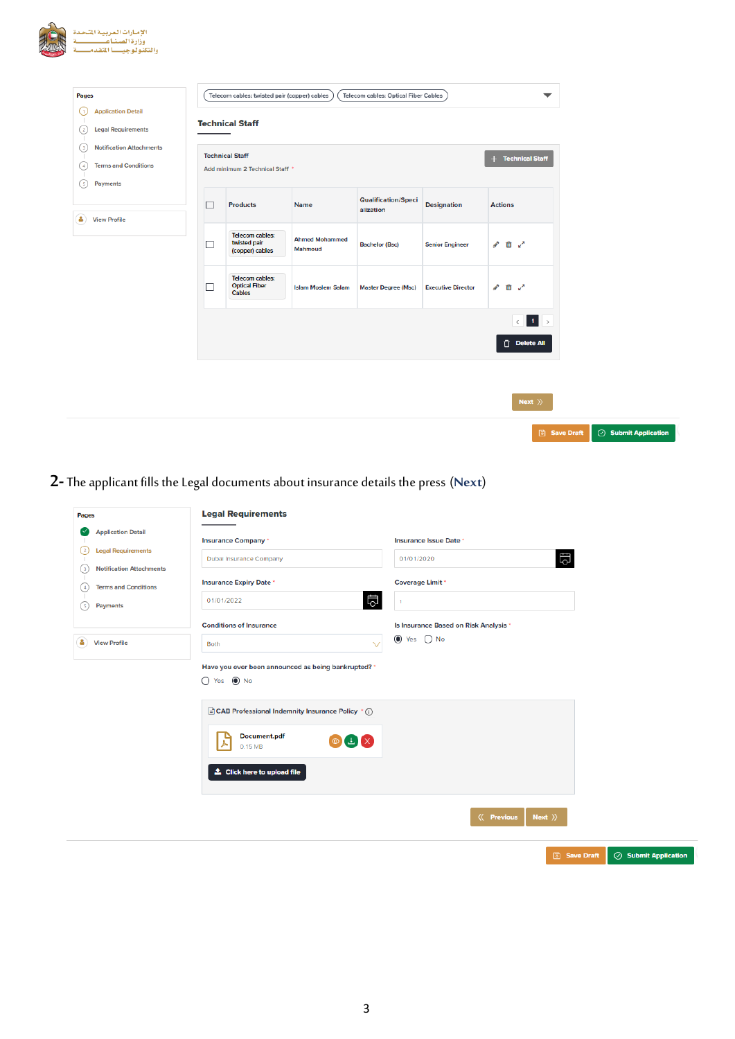الإمارات العربية المتحدة
وزارة الصناعة
والتكنولوجيا المتقدمة

Pages

1. Application Detail
2. Legal Requirements
3. Notification Attachments
4. Terms and Conditions
5. Payments

View Profile

Telecom cables: twisted pair (copper) cables | Telecom cables: Optical Fiber Cables

## Technical Staff

Technical Staff

Add minimum 2 Technical Staff *

+ Technical Staff

| | Products | Name | Qualification/Specialization | Designation | Actions |
|---|---|---|---|---|---|
| ☐ | Telecom cables: twisted pair (copper) cables | Ahmed Mohammed Mahmoud | Bachelor (Bsc) | Senior Engineer | |
| ☐ | Telecom cables: Optical Fiber Cables | Islam Moslem Salam | Master Degree (Msc) | Executive Director | |

‹ 1 ›

Delete All

Next »

Save Draft | Submit Application

**2-** The applicant fills the Legal documents about insurance details the press (**Next**)

Pages

- Application Detail
- Legal Requirements
- Notification Attachments
- Terms and Conditions
- Payments

View Profile

## Legal Requirements

Insurance Company *: Dubai Insurance Company

Insurance Issue Date *: 01/01/2020

Insurance Expiry Date *: 01/01/2022

Coverage Limit *: 1

Conditions of Insurance: Both

Is Insurance Based on Risk Analysis *: ◉ Yes ○ No

Have you ever been announced as being bankrupted? *: ○ Yes ◉ No

CAB Professional Indemnity Insurance Policy *

Document.pdf
0.15 MB

Click here to upload file

« Previous | Next »

Save Draft | Submit Application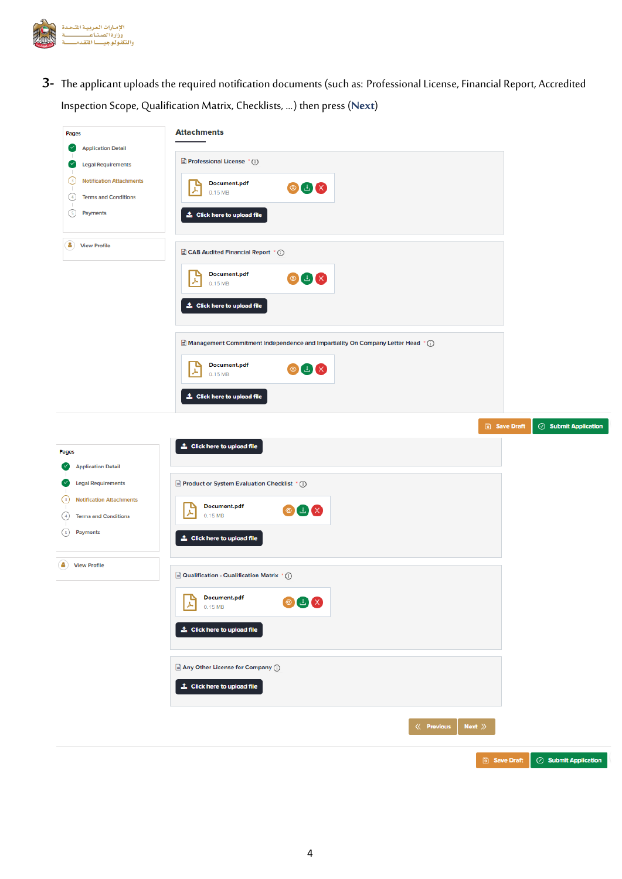3- The applicant uploads the required notification documents (such as: Professional License, Financial Report, Accredited Inspection Scope, Qualification Matrix, Checklists, ...) then press (**Next**)

Pages
- Application Detail
- Legal Requirements
- Notification Attachments
- Terms and Conditions
- Payments

View Profile

**Attachments**

Professional License *
Document.pdf 0.15 MB
Click here to upload file

CAB Audited Financial Report *
Document.pdf 0.15 MB
Click here to upload file

Management Commitment Independence and Impartiality On Company Letter Head *
Document.pdf 0.15 MB
Click here to upload file

Save Draft | Submit Application

Pages
- Application Detail
- Legal Requirements
- Notification Attachments
- Terms and Conditions
- Payments

View Profile

Click here to upload file

Product or System Evaluation Checklist *
Document.pdf 0.15 MB
Click here to upload file

Qualification - Qualification Matrix *
Document.pdf 0.15 MB
Click here to upload file

Any Other License for Company
Click here to upload file

Previous | Next

Save Draft | Submit Application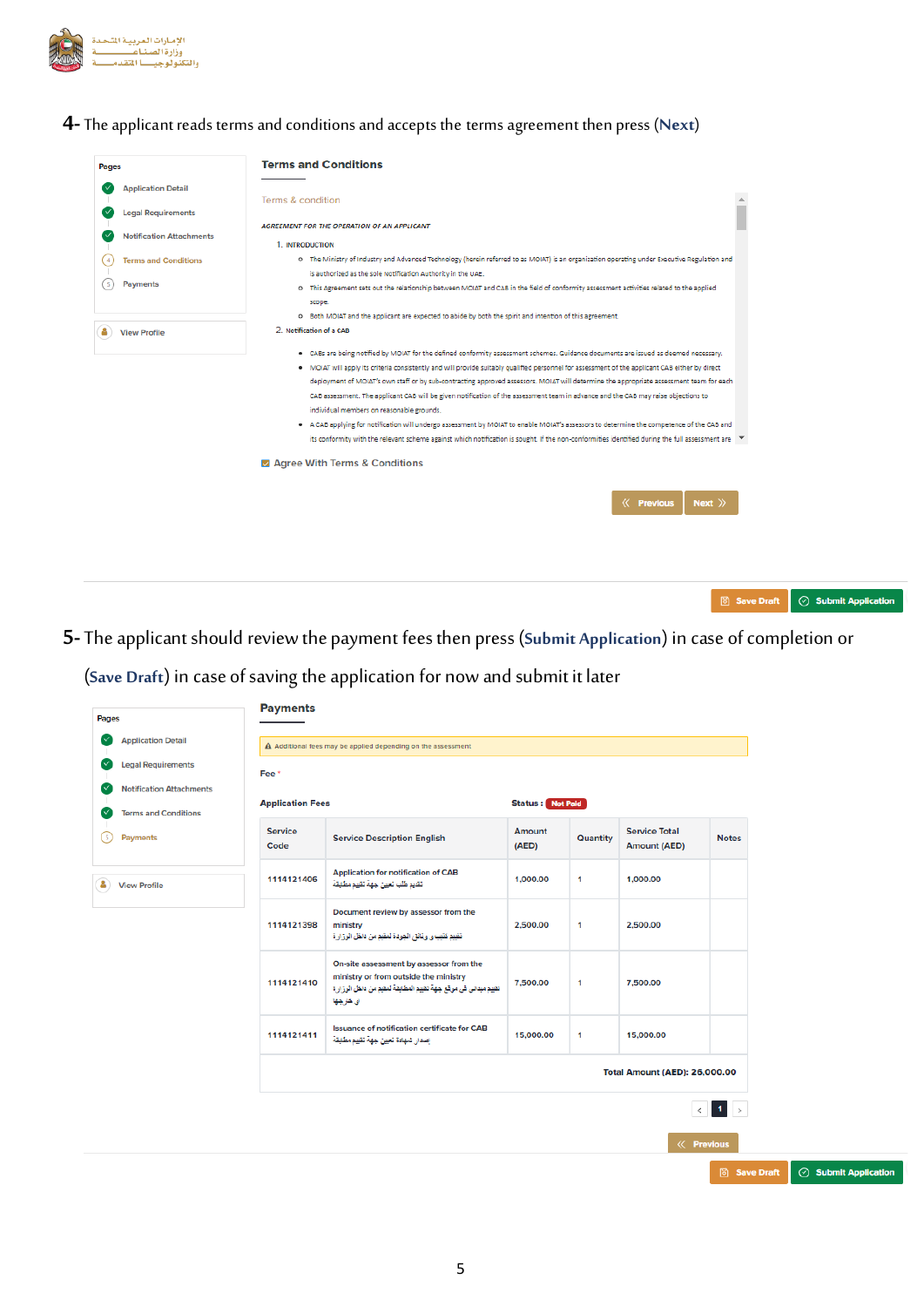4- The applicant reads terms and conditions and accepts the terms agreement then press (**Next**)

**Pages**
- Application Detail
- Legal Requirements
- Notification Attachments
- Terms and Conditions
- Payments

View Profile

**Terms and Conditions**

Terms & condition

*AGREEMENT FOR THE OPERATION OF AN APPLICANT*

1. INTRODUCTION
   - The Ministry of Industry and Advanced Technology (herein referred to as MOIAT) is an organization operating under Executive Regulation and is authorized as the sole Notification Authority in the UAE.
   - This Agreement sets out the relationship between MOIAT and CAB in the field of conformity assessment activities related to the applied scope.
   - Both MOIAT and the applicant are expected to abide by both the spirit and intention of this agreement.
2. Notification of a CAB
   - CABs are being notified by MOIAT for the defined conformity assessment schemes. Guidance documents are issued as deemed necessary.
   - MOIAT will apply its criteria consistently and will provide suitably qualified personnel for assessment of the applicant CAB either by direct deployment of MOIAT's own staff or by sub-contracting approved assessors. MOIAT will determine the appropriate assessment team for each CAB assessment. The applicant CAB will be given notification of the assessment team in advance and the CAB may raise objections to individual members on reasonable grounds.
   - A CAB applying for notification will undergo assessment by MOIAT to enable MOIAT's assessors to determine the competence of the CAB and its conformity with the relevant scheme against which notification is sought. If the non-conformities identified during the full assessment are

☑ Agree With Terms & Conditions

« Previous | Next »

Save Draft | Submit Application

5- The applicant should review the payment fees then press (**Submit Application**) in case of completion or (**Save Draft**) in case of saving the application for now and submit it later

**Pages**
- Application Detail
- Legal Requirements
- Notification Attachments
- Terms and Conditions
- Payments

View Profile

**Payments**

⚠ Additional fees may be applied depending on the assessment

Fee *

**Application Fees** — **Status :** Not Paid

| Service Code | Service Description English | Amount (AED) | Quantity | Service Total Amount (AED) | Notes |
|---|---|---|---|---|---|
| 1114121406 | Application for notification of CAB<br>تقديم طلب تعيين جهة تقييم مطابقة | 1,000.00 | 1 | 1,000.00 | |
| 1114121398 | Document review by assessor from the ministry<br>تقييم تدقيق و وثائق الجودة لمقيم من داخل الوزارة | 2,500.00 | 1 | 2,500.00 | |
| 1114121410 | On-site assessment by assessor from the ministry or from outside the ministry<br>تقييم ميداني في موقع جهة تقييم المطابقة لمقيم من داخل الوزارة او خارجها | 7,500.00 | 1 | 7,500.00 | |
| 1114121411 | Issuance of notification certificate for CAB<br>إصدار شهادة تعيين جهة تقييم مطابقة | 15,000.00 | 1 | 15,000.00 | |
| | | | | **Total Amount (AED): 26,000.00** | |

« Previous

Save Draft | Submit Application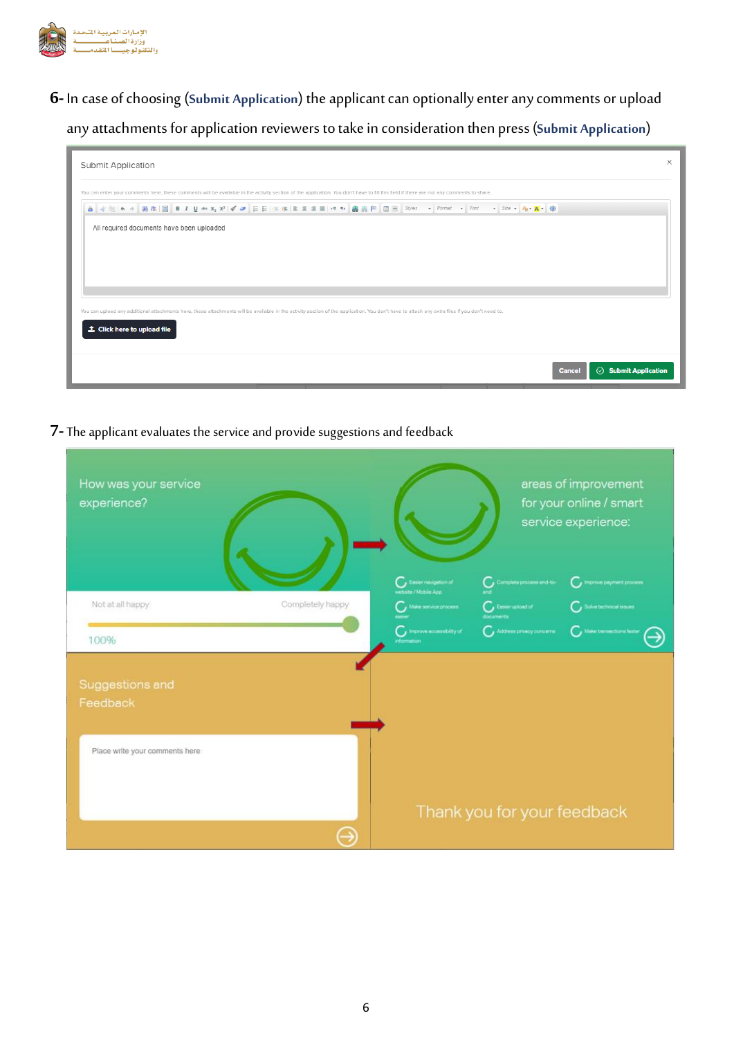6- In case of choosing (**Submit Application**) the applicant can optionally enter any comments or upload any attachments for application reviewers to take in consideration then press (**Submit Application**)

7- The applicant evaluates the service and provide suggestions and feedback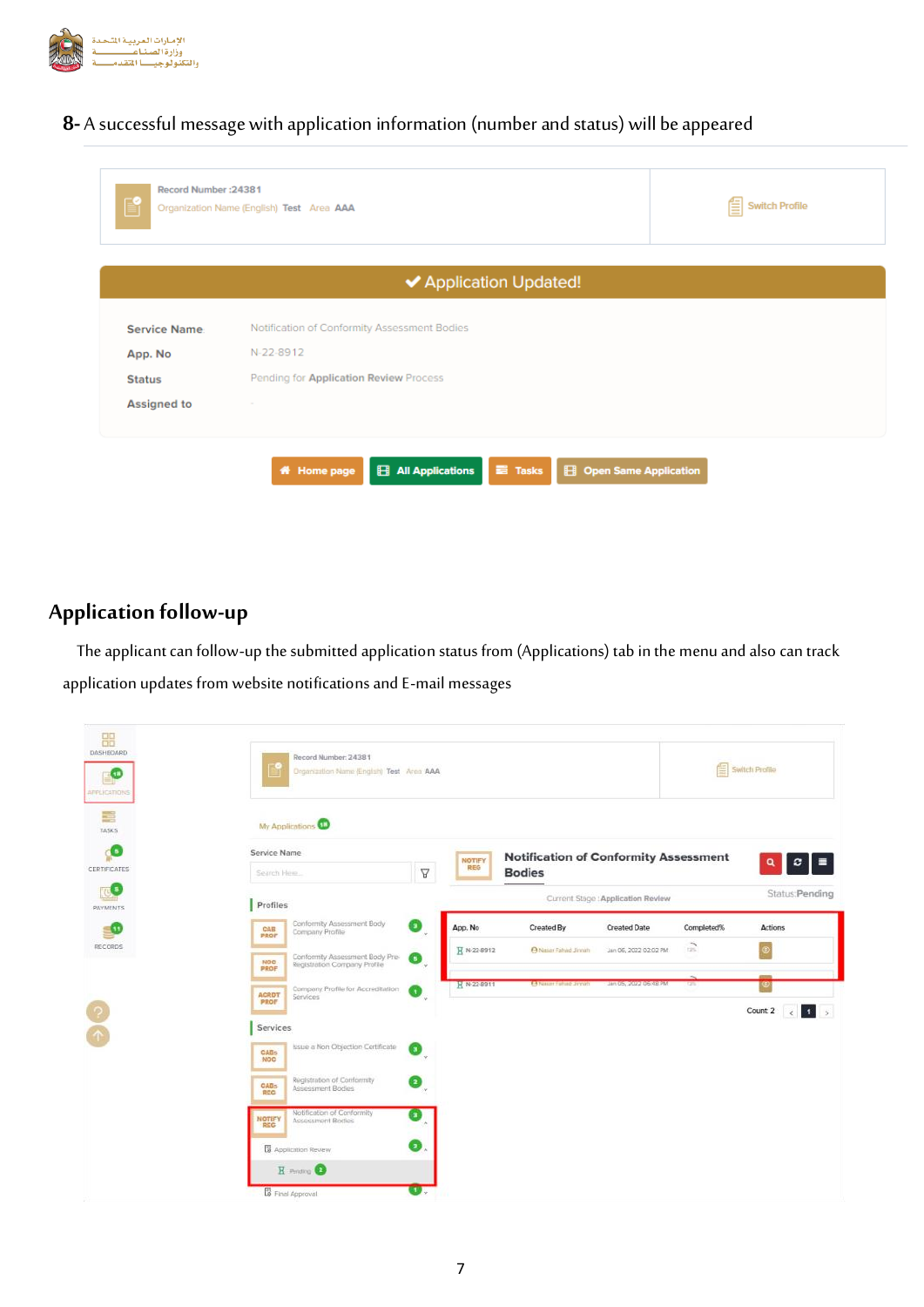**8-** A successful message with application information (number and status) will be appeared

Record Number :24381

Organization Name (English) Test Area AAA

Switch Profile

✔ Application Updated!

| | |
|---|---|
| Service Name | Notification of Conformity Assessment Bodies |
| App. No | N-22-8912 |
| Status | Pending for Application Review Process |
| Assigned to | - |

Home page | All Applications | Tasks | Open Same Application

## Application follow-up

The applicant can follow-up the submitted application status from (Applications) tab in the menu and also can track application updates from website notifications and E-mail messages